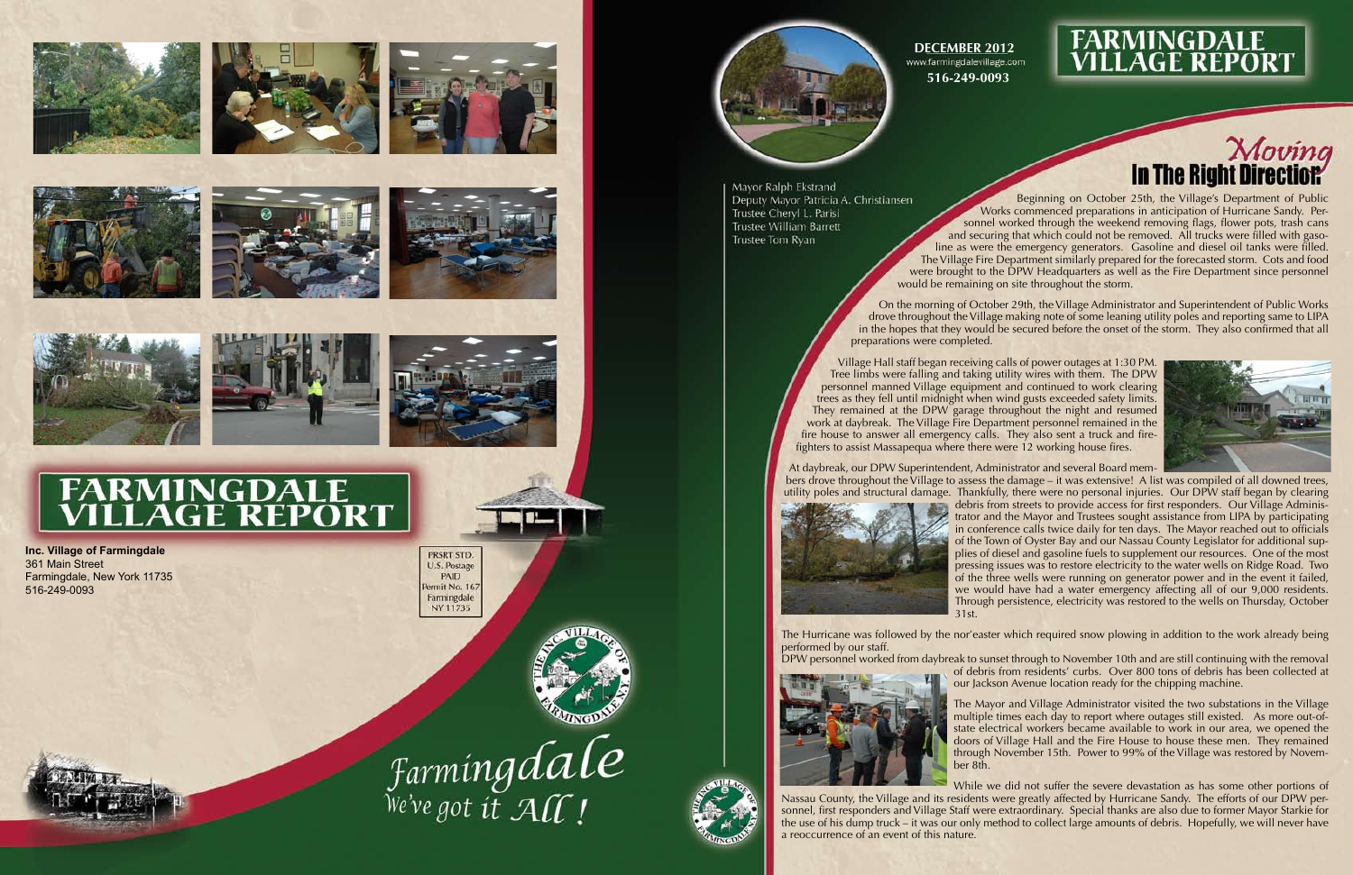# FARMINGDALE VILLAGE REPORT

**Inc. Village of Farmingdale**
361 Main Street
Farmingdale, New York 11735
516-249-0093

PRSRT STD.
U.S. Postage
PAID
Permit No. 167
Farmingdale
NY 11735

*Farmingdale*
*We've got it All!*

**DECEMBER 2012**
www.farmingdalevillage.com
**516-249-0093**

# FARMINGDALE VILLAGE REPORT

Mayor Ralph Ekstrand
Deputy Mayor Patricia A. Christiansen
Trustee Cheryl L. Parisi
Trustee William Barrett
Trustee Tom Ryan

## *Moving* In The Right Direction

Beginning on October 25th, the Village's Department of Public Works commenced preparations in anticipation of Hurricane Sandy. Personnel worked through the weekend removing flags, flower pots, trash cans and securing that which could not be removed. All trucks were filled with gasoline as were the emergency generators. Gasoline and diesel oil tanks were filled. The Village Fire Department similarly prepared for the forecasted storm. Cots and food were brought to the DPW Headquarters as well as the Fire Department since personnel would be remaining on site throughout the storm.

On the morning of October 29th, the Village Administrator and Superintendent of Public Works drove throughout the Village making note of some leaning utility poles and reporting same to LIPA in the hopes that they would be secured before the onset of the storm. They also confirmed that all preparations were completed.

Village Hall staff began receiving calls of power outages at 1:30 PM. Tree limbs were falling and taking utility wires with them. The DPW personnel manned Village equipment and continued to work clearing trees as they fell until midnight when wind gusts exceeded safety limits. They remained at the DPW garage throughout the night and resumed work at daybreak. The Village Fire Department personnel remained in the fire house to answer all emergency calls. They also sent a truck and firefighters to assist Massapequa where there were 12 working house fires.

At daybreak, our DPW Superintendent, Administrator and several Board members drove throughout the Village to assess the damage – it was extensive! A list was compiled of all downed trees, utility poles and structural damage. Thankfully, there were no personal injuries. Our DPW staff began by clearing debris from streets to provide access for first responders. Our Village Administrator and the Mayor and Trustees sought assistance from LIPA by participating in conference calls twice daily for ten days. The Mayor reached out to officials of the Town of Oyster Bay and our Nassau County Legislator for additional supplies of diesel and gasoline fuels to supplement our resources. One of the most pressing issues was to restore electricity to the water wells on Ridge Road. Two of the three wells were running on generator power and in the event it failed, we would have had a water emergency affecting all of our 9,000 residents. Through persistence, electricity was restored to the wells on Thursday, October 31st.

The Hurricane was followed by the nor'easter which required snow plowing in addition to the work already being performed by our staff.

DPW personnel worked from daybreak to sunset through to November 10th and are still continuing with the removal of debris from residents' curbs. Over 800 tons of debris has been collected at our Jackson Avenue location ready for the chipping machine.

The Mayor and Village Administrator visited the two substations in the Village multiple times each day to report where outages still existed. As more out-of-state electrical workers became available to work in our area, we opened the doors of Village Hall and the Fire House to house these men. They remained through November 15th. Power to 99% of the Village was restored by November 8th.

While we did not suffer the severe devastation as has some other portions of Nassau County, the Village and its residents were greatly affected by Hurricane Sandy. The efforts of our DPW personnel, first responders and Village Staff were extraordinary. Special thanks are also due to former Mayor Starkie for the use of his dump truck – it was our only method to collect large amounts of debris. Hopefully, we will never have a reoccurrence of an event of this nature.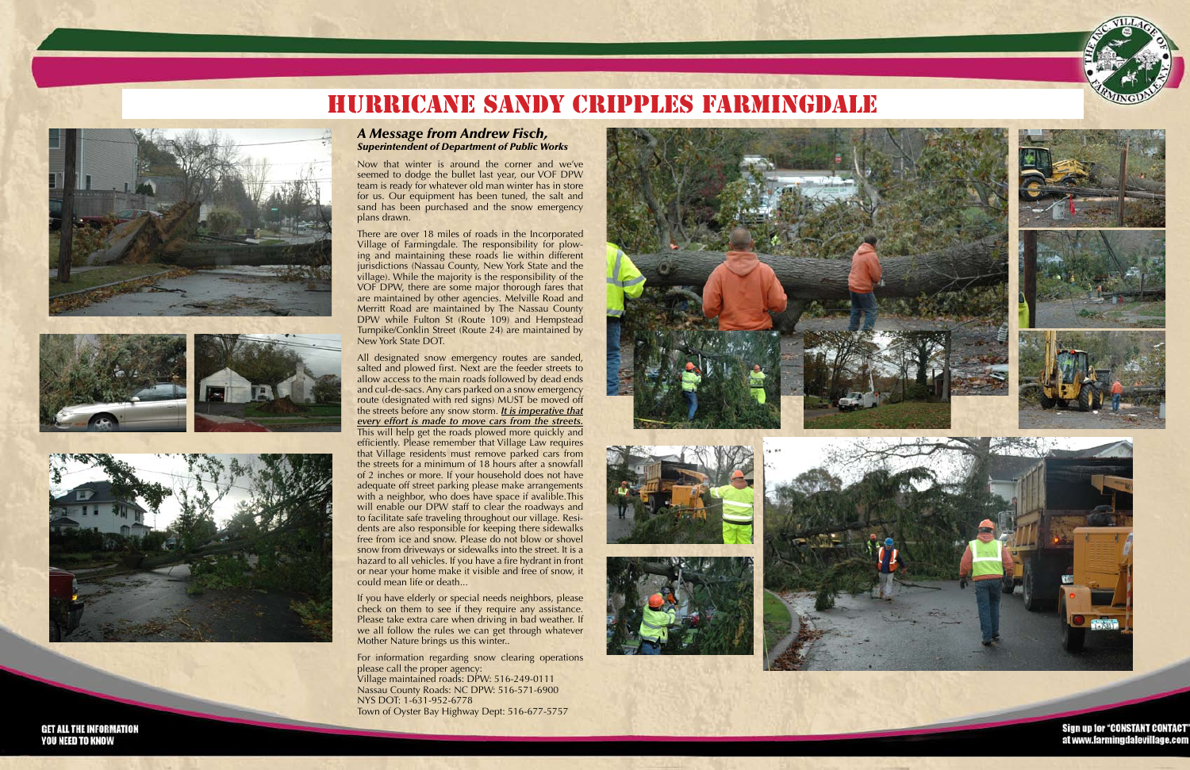# HURRICANE SANDY CRIPPLES FARMINGDALE

### *A Message from Andrew Fisch,*
#### ***Superintendent of Department of Public Works***

Now that winter is around the corner and we've seemed to dodge the bullet last year, our VOF DPW team is ready for whatever old man winter has in store for us. Our equipment has been tuned, the salt and sand has been purchased and the snow emergency plans drawn.

There are over 18 miles of roads in the Incorporated Village of Farmingdale. The responsibility for plowing and maintaining these roads lie within different jurisdictions (Nassau County, New York State and the village). While the majority is the responsibility of the VOF DPW, there are some major thorough fares that are maintained by other agencies. Melville Road and Merritt Road are maintained by The Nassau County DPW while Fulton St (Route 109) and Hempstead Turnpike/Conklin Street (Route 24) are maintained by New York State DOT.

All designated snow emergency routes are sanded, salted and plowed first. Next are the feeder streets to allow access to the main roads followed by dead ends and cul-de-sacs. Any cars parked on a snow emergency route (designated with red signs) MUST be moved off the streets before any snow storm. ***It is imperative that every effort is made to move cars from the streets.*** This will help get the roads plowed more quickly and efficiently. Please remember that Village Law requires that Village residents must remove parked cars from the streets for a minimum of 18 hours after a snowfall of 2 inches or more. If your household does not have adequate off street parking please make arrangements with a neighbor, who does have space if avalible.This will enable our DPW staff to clear the roadways and to facilitate safe traveling throughout our village. Residents are also responsible for keeping there sidewalks free from ice and snow. Please do not blow or shovel snow from driveways or sidewalks into the street. It is a hazard to all vehicles. If you have a fire hydrant in front or near your home make it visible and free of snow, it could mean life or death...

If you have elderly or special needs neighbors, please check on them to see if they require any assistance. Please take extra care when driving in bad weather. If we all follow the rules we can get through whatever Mother Nature brings us this winter..

For information regarding snow clearing operations please call the proper agency:
Village maintained roads: DPW: 516-249-0111
Nassau County Roads: NC DPW: 516-571-6900
NYS DOT: 1-631-952-6778
Town of Oyster Bay Highway Dept: 516-677-5757

**GET ALL THE INFORMATION YOU NEED TO KNOW**

**Sign up for "CONSTANT CONTACT" at www.farmingdalevillage.com**